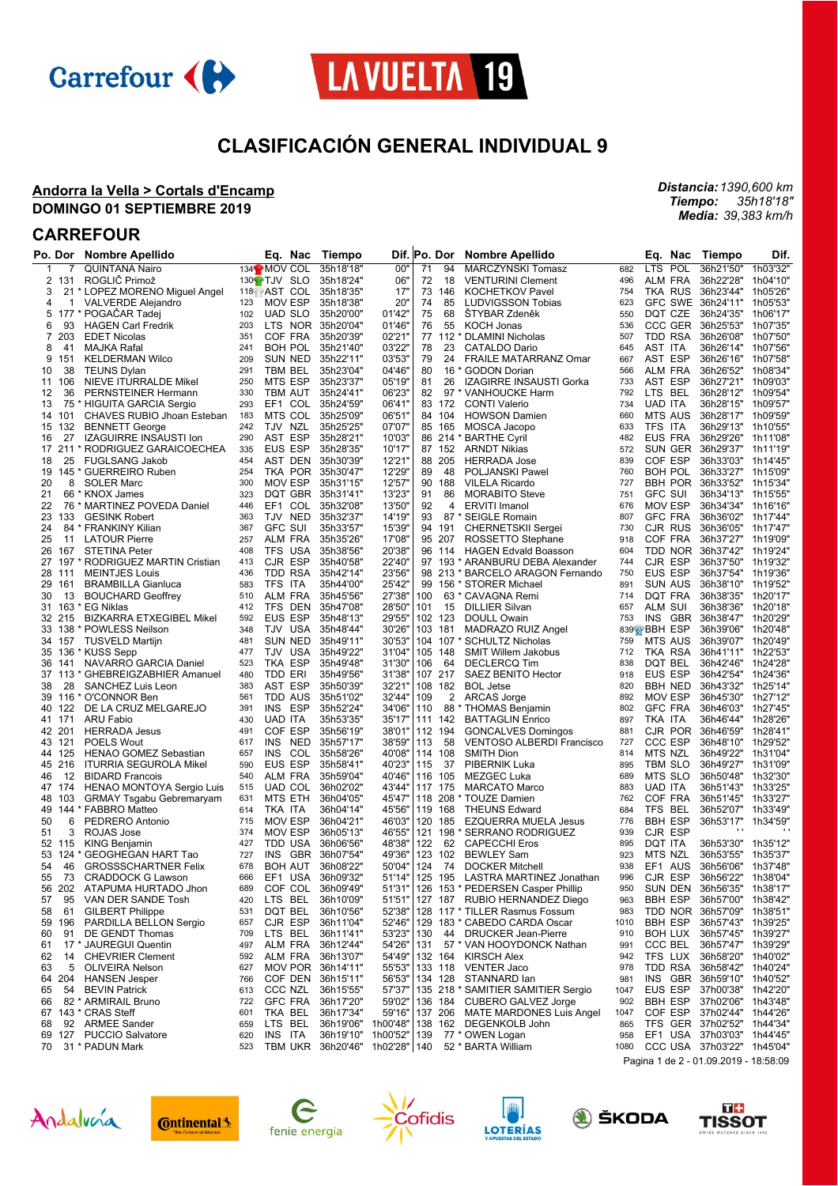# CLASIFICACIÓN GENERAL INDIVIDUAL 9

**Andorra la Vella > Cortals d'Encamp**
**DOMINGO 01 SEPTIEMBRE 2019**

*Distancia: 1390,600 km*
*Tiempo: 35h18'18"*
*Media: 39,383 km/h*

## CARREFOUR

| Po. | Dor | Nombre Apellido | | Eq. | Nac | Tiempo | Dif. |
|---|---|---|---|---|---|---|---|
| 1 | 7 | QUINTANA Nairo | 134 | MOV | COL | 35h18'18" | 00" |
| 2 | 131 | ROGLIČ Primož | 130 | TJV | SLO | 35h18'24" | 06" |
| 3 | 21 | * LOPEZ MORENO Miguel Angel | 118 | AST | COL | 35h18'35" | 17" |
| 4 | 1 | VALVERDE Alejandro | 123 | MOV | ESP | 35h18'38" | 20" |
| 5 | 177 | * POGAČAR Tadej | 102 | UAD | SLO | 35h20'00" | 01'42" |
| 6 | 93 | HAGEN Carl Fredrik | 203 | LTS | NOR | 35h20'04" | 01'46" |
| 7 | 203 | EDET Nicolas | 351 | COF | FRA | 35h20'39" | 02'21" |
| 8 | 41 | MAJKA Rafal | 241 | BOH | POL | 35h21'40" | 03'22" |
| 9 | 151 | KELDERMAN Wilco | 209 | SUN | NED | 35h22'11" | 03'53" |
| 10 | 38 | TEUNS Dylan | 291 | TBM | BEL | 35h23'04" | 04'46" |
| 11 | 106 | NIEVE ITURRALDE Mikel | 250 | MTS | ESP | 35h23'37" | 05'19" |
| 12 | 36 | PERNSTEINER Hermann | 330 | TBM | AUT | 35h24'41" | 06'23" |
| 13 | 75 | * HIGUITA GARCIA Sergio | 293 | EF1 | COL | 35h24'59" | 06'41" |
| 14 | 101 | CHAVES RUBIO Jhoan Esteban | 183 | MTS | COL | 35h25'09" | 06'51" |
| 15 | 132 | BENNETT George | 242 | TJV | NZL | 35h25'25" | 07'07" |
| 16 | 27 | IZAGUIRRE INSAUSTI Ion | 290 | AST | ESP | 35h28'21" | 10'03" |
| 17 | 211 | * RODRIGUEZ GARAICOECHEA | 335 | EUS | ESP | 35h28'35" | 10'17" |
| 18 | 25 | FUGLSANG Jakob | 454 | AST | DEN | 35h30'39" | 12'21" |
| 19 | 145 | * GUERREIRO Ruben | 254 | TKA | POR | 35h30'47" | 12'29" |
| 20 | 8 | SOLER Marc | 300 | MOV | ESP | 35h31'15" | 12'57" |
| 21 | 66 | * KNOX James | 323 | DQT | GBR | 35h31'41" | 13'23" |
| 22 | 76 | * MARTINEZ POVEDA Daniel | 446 | EF1 | COL | 35h32'08" | 13'50" |
| 23 | 133 | GESINK Robert | 363 | TJV | NED | 35h32'37" | 14'19" |
| 24 | 84 | * FRANKINY Kilian | 367 | GFC | SUI | 35h33'57" | 15'39" |
| 25 | 11 | LATOUR Pierre | 257 | ALM | FRA | 35h35'26" | 17'08" |
| 26 | 167 | STETINA Peter | 408 | TFS | USA | 35h38'56" | 20'38" |
| 27 | 197 | * RODRIGUEZ MARTIN Cristian | 413 | CJR | ESP | 35h40'58" | 22'40" |
| 28 | 111 | MEINTJES Louis | 436 | TDD | RSA | 35h42'14" | 23'56" |
| 29 | 161 | BRAMBILLA Gianluca | 583 | TFS | ITA | 35h44'00" | 25'42" |
| 30 | 13 | BOUCHARD Geoffrey | 510 | ALM | FRA | 35h45'56" | 27'38" |
| 31 | 163 | * EG Niklas | 412 | TFS | DEN | 35h47'08" | 28'50" |
| 32 | 215 | BIZKARRA ETXEGIBEL Mikel | 592 | EUS | ESP | 35h48'13" | 29'55" |
| 33 | 138 | * POWLESS Neilson | 348 | TJV | USA | 35h48'44" | 30'26" |
| 34 | 157 | TUSVELD Martijn | 481 | SUN | NED | 35h49'11" | 30'53" |
| 35 | 136 | * KUSS Sepp | 477 | TJV | USA | 35h49'22" | 31'04" |
| 36 | 141 | NAVARRO GARCIA Daniel | 523 | TKA | ESP | 35h49'48" | 31'30" |
| 37 | 113 | * GHEBREIGZABHIER Amanuel | 480 | TDD | ERI | 35h49'56" | 31'38" |
| 38 | 28 | SANCHEZ Luis Leon | 383 | AST | ESP | 35h50'39" | 32'21" |
| 39 | 116 | * O'CONNOR Ben | 561 | TDD | AUS | 35h51'02" | 32'44" |
| 40 | 122 | DE LA CRUZ MELGAREJO | 391 | INS | ESP | 35h52'24" | 34'06" |
| 41 | 171 | ARU Fabio | 430 | UAD | ITA | 35h53'35" | 35'17" |
| 42 | 201 | HERRADA Jesus | 491 | COF | ESP | 35h56'19" | 38'01" |
| 43 | 121 | POELS Wout | 617 | INS | NED | 35h57'17" | 38'59" |
| 44 | 125 | HENAO GOMEZ Sebastian | 657 | INS | COL | 35h58'26" | 40'08" |
| 45 | 216 | ITURRIA SEGUROLA Mikel | 590 | EUS | ESP | 35h58'41" | 40'23" |
| 46 | 12 | BIDARD Francois | 540 | ALM | FRA | 35h59'04" | 40'46" |
| 47 | 174 | HENAO MONTOYA Sergio Luis | 515 | UAD | COL | 36h02'02" | 43'44" |
| 48 | 103 | GRMAY Tsgabu Gebremaryam | 631 | MTS | ETH | 36h04'05" | 45'47" |
| 49 | 144 | * FABBRO Matteo | 614 | TKA | ITA | 36h04'14" | 45'56" |
| 50 | 6 | PEDRERO Antonio | 715 | MOV | ESP | 36h04'21" | 46'03" |
| 51 | 3 | ROJAS Jose | 374 | MOV | ESP | 36h05'13" | 46'55" |
| 52 | 115 | KING Benjamin | 427 | TDD | USA | 36h06'56" | 48'38" |
| 53 | 124 | * GEOGHEGAN HART Tao | 727 | INS | GBR | 36h07'54" | 49'36" |
| 54 | 46 | GROSSSCHARTNER Felix | 678 | BOH | AUT | 36h08'22" | 50'04" |
| 55 | 73 | CRADDOCK G Lawson | 666 | EF1 | USA | 36h09'32" | 51'14" |
| 56 | 202 | ATAPUMA HURTADO Jhon | 689 | COF | COL | 36h09'49" | 51'31" |
| 57 | 95 | VAN DER SANDE Tosh | 420 | LTS | BEL | 36h10'09" | 51'51" |
| 58 | 61 | GILBERT Philippe | 531 | DQT | BEL | 36h10'56" | 52'38" |
| 59 | 196 | PARDILLA BELLON Sergio | 657 | CJR | ESP | 36h11'04" | 52'46" |
| 60 | 91 | DE GENDT Thomas | 709 | LTS | BEL | 36h11'41" | 53'23" |
| 61 | 17 | * JAUREGUI Quentin | 497 | ALM | FRA | 36h12'44" | 54'26" |
| 62 | 14 | CHEVRIER Clement | 592 | ALM | FRA | 36h13'07" | 54'49" |
| 63 | 5 | OLIVEIRA Nelson | 627 | MOV | POR | 36h14'11" | 55'53" |
| 64 | 204 | HANSEN Jesper | 766 | COF | DEN | 36h15'11" | 56'53" |
| 65 | 54 | BEVIN Patrick | 613 | CCC | NZL | 36h15'55" | 57'37" |
| 66 | 82 | * ARMIRAIL Bruno | 722 | GFC | FRA | 36h17'20" | 59'02" |
| 67 | 143 | * CRAS Steff | 601 | TKA | BEL | 36h17'34" | 59'16" |
| 68 | 92 | ARMEE Sander | 659 | LTS | BEL | 36h19'06" | 1h00'48" |
| 69 | 127 | PUCCIO Salvatore | 620 | INS | ITA | 36h19'10" | 1h00'52" |
| 70 | 31 | * PADUN Mark | 523 | TBM | UKR | 36h20'46" | 1h02'28" |
| 71 | 94 | MARCZYNSKI Tomasz | 682 | LTS | POL | 36h21'50" | 1h03'32" |
| 72 | 18 | VENTURINI Clement | 496 | ALM | FRA | 36h22'28" | 1h04'10" |
| 73 | 146 | KOCHETKOV Pavel | 754 | TKA | RUS | 36h23'44" | 1h05'26" |
| 74 | 85 | LUDVIGSSON Tobias | 623 | GFC | SWE | 36h24'11" | 1h05'53" |
| 75 | 68 | ŠTYBAR Zdeněk | 550 | DQT | CZE | 36h24'35" | 1h06'17" |
| 76 | 55 | KOCH Jonas | 536 | CCC | GER | 36h25'53" | 1h07'35" |
| 77 | 112 | * DLAMINI Nicholas | 507 | TDD | RSA | 36h26'08" | 1h07'50" |
| 78 | 23 | CATALDO Dario | 645 | AST | ITA | 36h26'14" | 1h07'56" |
| 79 | 24 | FRAILE MATARRANZ Omar | 667 | AST | ESP | 36h26'16" | 1h07'58" |
| 80 | 16 | * GODON Dorian | 566 | ALM | FRA | 36h26'52" | 1h08'34" |
| 81 | 26 | IZAGIRRE INSAUSTI Gorka | 733 | AST | ESP | 36h27'21" | 1h09'03" |
| 82 | 97 | * VANHOUCKE Harm | 792 | LTS | BEL | 36h28'12" | 1h09'54" |
| 83 | 172 | CONTI Valerio | 734 | UAD | ITA | 36h28'15" | 1h09'57" |
| 84 | 104 | HOWSON Damien | 660 | MTS | AUS | 36h28'17" | 1h09'59" |
| 85 | 165 | MOSCA Jacopo | 633 | TFS | ITA | 36h29'13" | 1h10'55" |
| 86 | 214 | * BARTHE Cyril | 482 | EUS | FRA | 36h29'26" | 1h11'08" |
| 87 | 152 | ARNDT Nikias | 572 | SUN | GER | 36h29'37" | 1h11'19" |
| 88 | 205 | HERRADA Jose | 839 | COF | ESP | 36h33'03" | 1h14'45" |
| 89 | 48 | POLJANSKI Pawel | 760 | BOH | POL | 36h33'27" | 1h15'09" |
| 90 | 188 | VILELA Ricardo | 727 | BBH | POR | 36h33'52" | 1h15'34" |
| 91 | 86 | MORABITO Steve | 751 | GFC | SUI | 36h34'13" | 1h15'55" |
| 92 | 4 | ERVITI Imanol | 676 | MOV | ESP | 36h34'34" | 1h16'16" |
| 93 | 87 | * SEIGLE Romain | 807 | GFC | FRA | 36h36'02" | 1h17'44" |
| 94 | 191 | CHERNETSKII Sergei | 730 | CJR | RUS | 36h36'05" | 1h17'47" |
| 95 | 207 | ROSSETTO Stephane | 918 | COF | FRA | 36h37'27" | 1h19'09" |
| 96 | 114 | HAGEN Edvald Boasson | 604 | TDD | NOR | 36h37'42" | 1h19'24" |
| 97 | 193 | * ARANBURU DEBA Alexander | 744 | CJR | ESP | 36h37'50" | 1h19'32" |
| 98 | 213 | * BARCELO ARAGON Fernando | 750 | EUS | ESP | 36h37'54" | 1h19'36" |
| 99 | 156 | * STORER Michael | 891 | SUN | AUS | 36h38'10" | 1h19'52" |
| 100 | 63 | * CAVAGNA Remi | 714 | DQT | FRA | 36h38'35" | 1h20'17" |
| 101 | 15 | DILLIER Silvan | 657 | ALM | SUI | 36h38'36" | 1h20'18" |
| 102 | 123 | DOULL Owain | 753 | INS | GBR | 36h38'47" | 1h20'29" |
| 103 | 181 | MADRAZO RUIZ Angel | 839 | BBH | ESP | 36h39'06" | 1h20'48" |
| 104 | 107 | * SCHULTZ Nicholas | 759 | MTS | AUS | 36h39'07" | 1h20'49" |
| 105 | 148 | SMIT Willem Jakobus | 712 | TKA | RSA | 36h41'11" | 1h22'53" |
| 106 | 64 | DECLERCQ Tim | 838 | DQT | BEL | 36h42'46" | 1h24'28" |
| 107 | 217 | SAEZ BENITO Hector | 918 | EUS | ESP | 36h42'54" | 1h24'36" |
| 108 | 182 | BOL Jetse | 820 | BBH | NED | 36h43'32" | 1h25'14" |
| 109 | 2 | ARCAS Jorge | 892 | MOV | ESP | 36h45'30" | 1h27'12" |
| 110 | 88 | * THOMAS Benjamin | 802 | GFC | FRA | 36h46'03" | 1h27'45" |
| 111 | 142 | BATTAGLIN Enrico | 897 | TKA | ITA | 36h46'44" | 1h28'26" |
| 112 | 194 | GONCALVES Domingos | 881 | CJR | POR | 36h46'59" | 1h28'41" |
| 113 | 58 | VENTOSO ALBERDI Francisco | 727 | CCC | ESP | 36h48'10" | 1h29'52" |
| 114 | 108 | SMITH Dion | 814 | MTS | NZL | 36h49'22" | 1h31'04" |
| 115 | 37 | PIBERNIK Luka | 895 | TBM | SLO | 36h49'27" | 1h31'09" |
| 116 | 105 | MEZGEC Luka | 689 | MTS | SLO | 36h50'48" | 1h32'30" |
| 117 | 175 | MARCATO Marco | 883 | UAD | ITA | 36h51'43" | 1h33'25" |
| 118 | 208 | * TOUZE Damien | 762 | COF | FRA | 36h51'45" | 1h33'27" |
| 119 | 168 | THEUNS Edward | 684 | TFS | BEL | 36h52'07" | 1h33'49" |
| 120 | 185 | EZQUERRA MUELA Jesus | 776 | BBH | ESP | 36h53'17" | 1h34'59" |
| 121 | 198 | * SERRANO RODRIGUEZ | 939 | CJR | ESP | '' | '' |
| 122 | 62 | CAPECCHI Eros | 895 | DQT | ITA | 36h53'30" | 1h35'12" |
| 123 | 102 | BEWLEY Sam | 923 | MTS | NZL | 36h53'55" | 1h35'37" |
| 124 | 74 | DOCKER Mitchell | 938 | EF1 | AUS | 36h56'06" | 1h37'48" |
| 125 | 195 | LASTRA MARTINEZ Jonathan | 996 | CJR | ESP | 36h56'22" | 1h38'04" |
| 126 | 153 | * PEDERSEN Casper Phillip | 950 | SUN | DEN | 36h56'35" | 1h38'17" |
| 127 | 187 | RUBIO HERNANDEZ Diego | 963 | BBH | ESP | 36h57'00" | 1h38'42" |
| 128 | 117 | * TILLER Rasmus Fossum | 983 | TDD | NOR | 36h57'09" | 1h38'51" |
| 129 | 183 | * CABEDO CARDA Oscar | 1010 | BBH | ESP | 36h57'43" | 1h39'25" |
| 130 | 44 | DRUCKER Jean-Pierre | 910 | BOH | LUX | 36h57'45" | 1h39'27" |
| 131 | 57 | * VAN HOOYDONCK Nathan | 991 | CCC | BEL | 36h57'47" | 1h39'29" |
| 132 | 164 | KIRSCH Alex | 942 | TFS | LUX | 36h58'20" | 1h40'02" |
| 133 | 118 | VENTER Jaco | 978 | TDD | RSA | 36h58'42" | 1h40'24" |
| 134 | 128 | STANNARD Ian | 981 | INS | GBR | 36h59'10" | 1h40'52" |
| 135 | 218 | * SAMITIER SAMITIER Sergio | 1047 | EUS | ESP | 37h00'38" | 1h42'20" |
| 136 | 184 | CUBERO GALVEZ Jorge | 902 | BBH | ESP | 37h02'06" | 1h43'48" |
| 137 | 206 | MATE MARDONES Luis Angel | 1047 | COF | ESP | 37h02'44" | 1h44'26" |
| 138 | 162 | DEGENKOLB John | 865 | TFS | GER | 37h02'52" | 1h44'34" |
| 139 | 77 | * OWEN Logan | 958 | EF1 | USA | 37h03'03" | 1h44'45" |
| 140 | 52 | * BARTA William | 1080 | CCC | USA | 37h03'22" | 1h45'04" |

Pagina 1 de 2 - 01.09.2019 - 18:58:09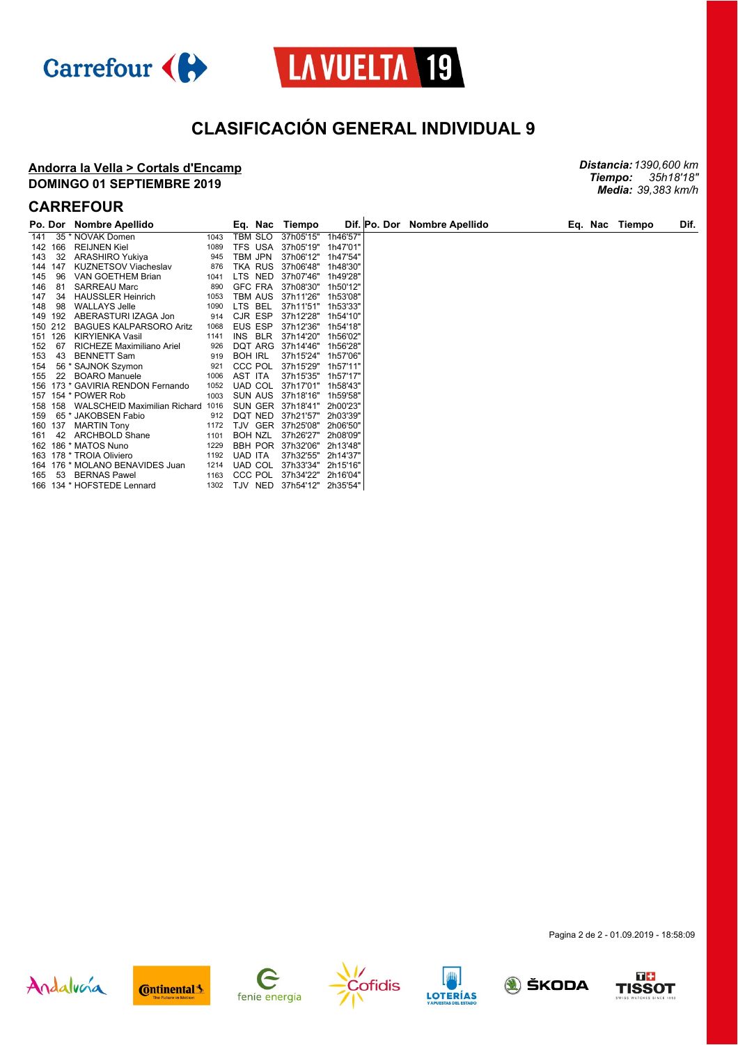# CLASIFICACIÓN GENERAL INDIVIDUAL 9

**Andorra la Vella > Cortals d'Encamp**
**DOMINGO 01 SEPTIEMBRE 2019**

***Distancia:*** *1390,600 km*
***Tiempo:*** *35h18'18"*
***Media:*** *39,383 km/h*

## CARREFOUR

| Po. | Dor | Nombre Apellido | | Eq. | Nac | Tiempo | Dif. | Po. | Dor | Nombre Apellido | Eq. | Nac | Tiempo | Dif. |
|---|---|---|---|---|---|---|---|---|---|---|---|---|---|---|
| 141 | 35 * | NOVAK Domen | 1043 | TBM | SLO | 37h05'15" | 1h46'57" | | | | | | | |
| 142 | 166 | REIJNEN Kiel | 1089 | TFS | USA | 37h05'19" | 1h47'01" | | | | | | | |
| 143 | 32 | ARASHIRO Yukiya | 945 | TBM | JPN | 37h06'12" | 1h47'54" | | | | | | | |
| 144 | 147 | KUZNETSOV Viacheslav | 876 | TKA | RUS | 37h06'48" | 1h48'30" | | | | | | | |
| 145 | 96 | VAN GOETHEM Brian | 1041 | LTS | NED | 37h07'46" | 1h49'28" | | | | | | | |
| 146 | 81 | SARREAU Marc | 890 | GFC | FRA | 37h08'30" | 1h50'12" | | | | | | | |
| 147 | 34 | HAUSSLER Heinrich | 1053 | TBM | AUS | 37h11'26" | 1h53'08" | | | | | | | |
| 148 | 98 | WALLAYS Jelle | 1090 | LTS | BEL | 37h11'51" | 1h53'33" | | | | | | | |
| 149 | 192 | ABERASTURI IZAGA Jon | 914 | CJR | ESP | 37h12'28" | 1h54'10" | | | | | | | |
| 150 | 212 | BAGUES KALPARSORO Aritz | 1068 | EUS | ESP | 37h12'36" | 1h54'18" | | | | | | | |
| 151 | 126 | KIRYIENKA Vasil | 1141 | INS | BLR | 37h14'20" | 1h56'02" | | | | | | | |
| 152 | 67 | RICHEZE Maximiliano Ariel | 926 | DQT | ARG | 37h14'46" | 1h56'28" | | | | | | | |
| 153 | 43 | BENNETT Sam | 919 | BOH | IRL | 37h15'24" | 1h57'06" | | | | | | | |
| 154 | 56 * | SAJNOK Szymon | 921 | CCC | POL | 37h15'29" | 1h57'11" | | | | | | | |
| 155 | 22 | BOARO Manuele | 1006 | AST | ITA | 37h15'35" | 1h57'17" | | | | | | | |
| 156 | 173 * | GAVIRIA RENDON Fernando | 1052 | UAD | COL | 37h17'01" | 1h58'43" | | | | | | | |
| 157 | 154 * | POWER Rob | 1003 | SUN | AUS | 37h18'16" | 1h59'58" | | | | | | | |
| 158 | 158 | WALSCHEID Maximilian Richard | 1016 | SUN | GER | 37h18'41" | 2h00'23" | | | | | | | |
| 159 | 65 * | JAKOBSEN Fabio | 912 | DQT | NED | 37h21'57" | 2h03'39" | | | | | | | |
| 160 | 137 | MARTIN Tony | 1172 | TJV | GER | 37h25'08" | 2h06'50" | | | | | | | |
| 161 | 42 | ARCHBOLD Shane | 1101 | BOH | NZL | 37h26'27" | 2h08'09" | | | | | | | |
| 162 | 186 * | MATOS Nuno | 1229 | BBH | POR | 37h32'06" | 2h13'48" | | | | | | | |
| 163 | 178 * | TROIA Oliviero | 1192 | UAD | ITA | 37h32'55" | 2h14'37" | | | | | | | |
| 164 | 176 * | MOLANO BENAVIDES Juan | 1214 | UAD | COL | 37h33'34" | 2h15'16" | | | | | | | |
| 165 | 53 | BERNAS Pawel | 1163 | CCC | POL | 37h34'22" | 2h16'04" | | | | | | | |
| 166 | 134 * | HOFSTEDE Lennard | 1302 | TJV | NED | 37h54'12" | 2h35'54" | | | | | | | |

Pagina 2 de 2 - 01.09.2019 - 18:58:09